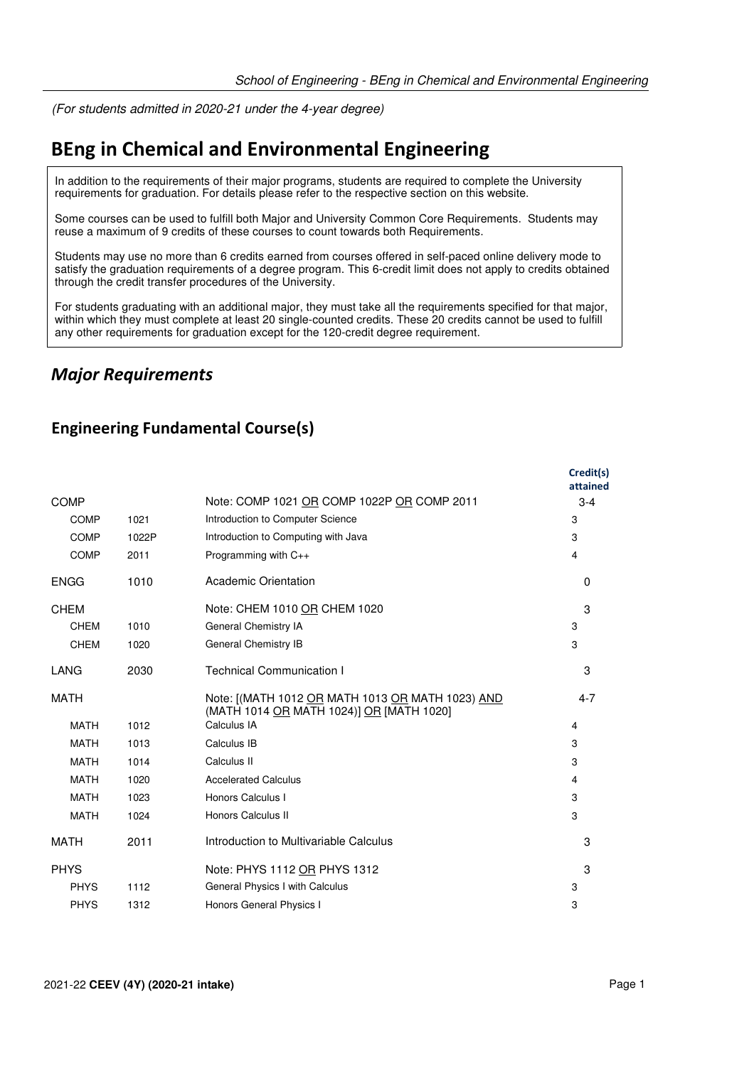*(For students admitted in 2020-21 under the 4-year degree)*

# BEng in Chemical and Environmental Engineering

In addition to the requirements of their major programs, students are required to complete the University requirements for graduation. For details please refer to the respective section on this website.

Some courses can be used to fulfill both Major and University Common Core Requirements. Students may reuse a maximum of 9 credits of these courses to count towards both Requirements.

Students may use no more than 6 credits earned from courses offered in self-paced online delivery mode to satisfy the graduation requirements of a degree program. This 6-credit limit does not apply to credits obtained through the credit transfer procedures of the University.

For students graduating with an additional major, they must take all the requirements specified for that major, within which they must complete at least 20 single-counted credits. These 20 credits cannot be used to fulfill any other requirements for graduation except for the 120-credit degree requirement.

## *Major Requirements*

### Engineering Fundamental Course(s)

| | | | Credit(s) attained |
|---|---|---|---|
| COMP | | Note: COMP 1021 OR COMP 1022P OR COMP 2011 | 3-4 |
| COMP | 1021 | Introduction to Computer Science | 3 |
| COMP | 1022P | Introduction to Computing with Java | 3 |
| COMP | 2011 | Programming with C++ | 4 |
| ENGG | 1010 | Academic Orientation | 0 |
| CHEM | | Note: CHEM 1010 OR CHEM 1020 | 3 |
| CHEM | 1010 | General Chemistry IA | 3 |
| CHEM | 1020 | General Chemistry IB | 3 |
| LANG | 2030 | Technical Communication I | 3 |
| MATH | | Note: [(MATH 1012 OR MATH 1013 OR MATH 1023) AND (MATH 1014 OR MATH 1024)] OR [MATH 1020] | 4-7 |
| MATH | 1012 | Calculus IA | 4 |
| MATH | 1013 | Calculus IB | 3 |
| MATH | 1014 | Calculus II | 3 |
| MATH | 1020 | Accelerated Calculus | 4 |
| MATH | 1023 | Honors Calculus I | 3 |
| MATH | 1024 | Honors Calculus II | 3 |
| MATH | 2011 | Introduction to Multivariable Calculus | 3 |
| PHYS | | Note: PHYS 1112 OR PHYS 1312 | 3 |
| PHYS | 1112 | General Physics I with Calculus | 3 |
| PHYS | 1312 | Honors General Physics I | 3 |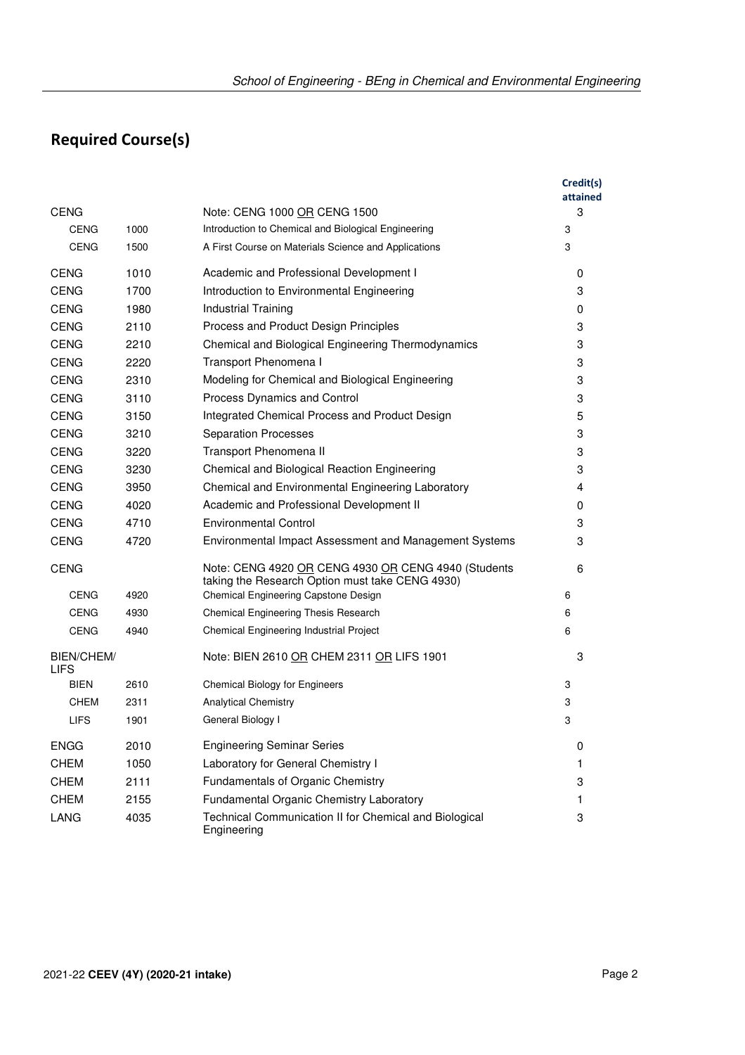## Required Course(s)

| | | | Credit(s) attained |
|---|---|---|---|
| CENG | | Note: CENG 1000 OR CENG 1500 | 3 |
| CENG | 1000 | Introduction to Chemical and Biological Engineering | 3 |
| CENG | 1500 | A First Course on Materials Science and Applications | 3 |
| CENG | 1010 | Academic and Professional Development I | 0 |
| CENG | 1700 | Introduction to Environmental Engineering | 3 |
| CENG | 1980 | Industrial Training | 0 |
| CENG | 2110 | Process and Product Design Principles | 3 |
| CENG | 2210 | Chemical and Biological Engineering Thermodynamics | 3 |
| CENG | 2220 | Transport Phenomena I | 3 |
| CENG | 2310 | Modeling for Chemical and Biological Engineering | 3 |
| CENG | 3110 | Process Dynamics and Control | 3 |
| CENG | 3150 | Integrated Chemical Process and Product Design | 5 |
| CENG | 3210 | Separation Processes | 3 |
| CENG | 3220 | Transport Phenomena II | 3 |
| CENG | 3230 | Chemical and Biological Reaction Engineering | 3 |
| CENG | 3950 | Chemical and Environmental Engineering Laboratory | 4 |
| CENG | 4020 | Academic and Professional Development II | 0 |
| CENG | 4710 | Environmental Control | 3 |
| CENG | 4720 | Environmental Impact Assessment and Management Systems | 3 |
| CENG | | Note: CENG 4920 OR CENG 4930 OR CENG 4940 (Students taking the Research Option must take CENG 4930) | 6 |
| CENG | 4920 | Chemical Engineering Capstone Design | 6 |
| CENG | 4930 | Chemical Engineering Thesis Research | 6 |
| CENG | 4940 | Chemical Engineering Industrial Project | 6 |
| BIEN/CHEM/LIFS | | Note: BIEN 2610 OR CHEM 2311 OR LIFS 1901 | 3 |
| BIEN | 2610 | Chemical Biology for Engineers | 3 |
| CHEM | 2311 | Analytical Chemistry | 3 |
| LIFS | 1901 | General Biology I | 3 |
| ENGG | 2010 | Engineering Seminar Series | 0 |
| CHEM | 1050 | Laboratory for General Chemistry I | 1 |
| CHEM | 2111 | Fundamentals of Organic Chemistry | 3 |
| CHEM | 2155 | Fundamental Organic Chemistry Laboratory | 1 |
| LANG | 4035 | Technical Communication II for Chemical and Biological Engineering | 3 |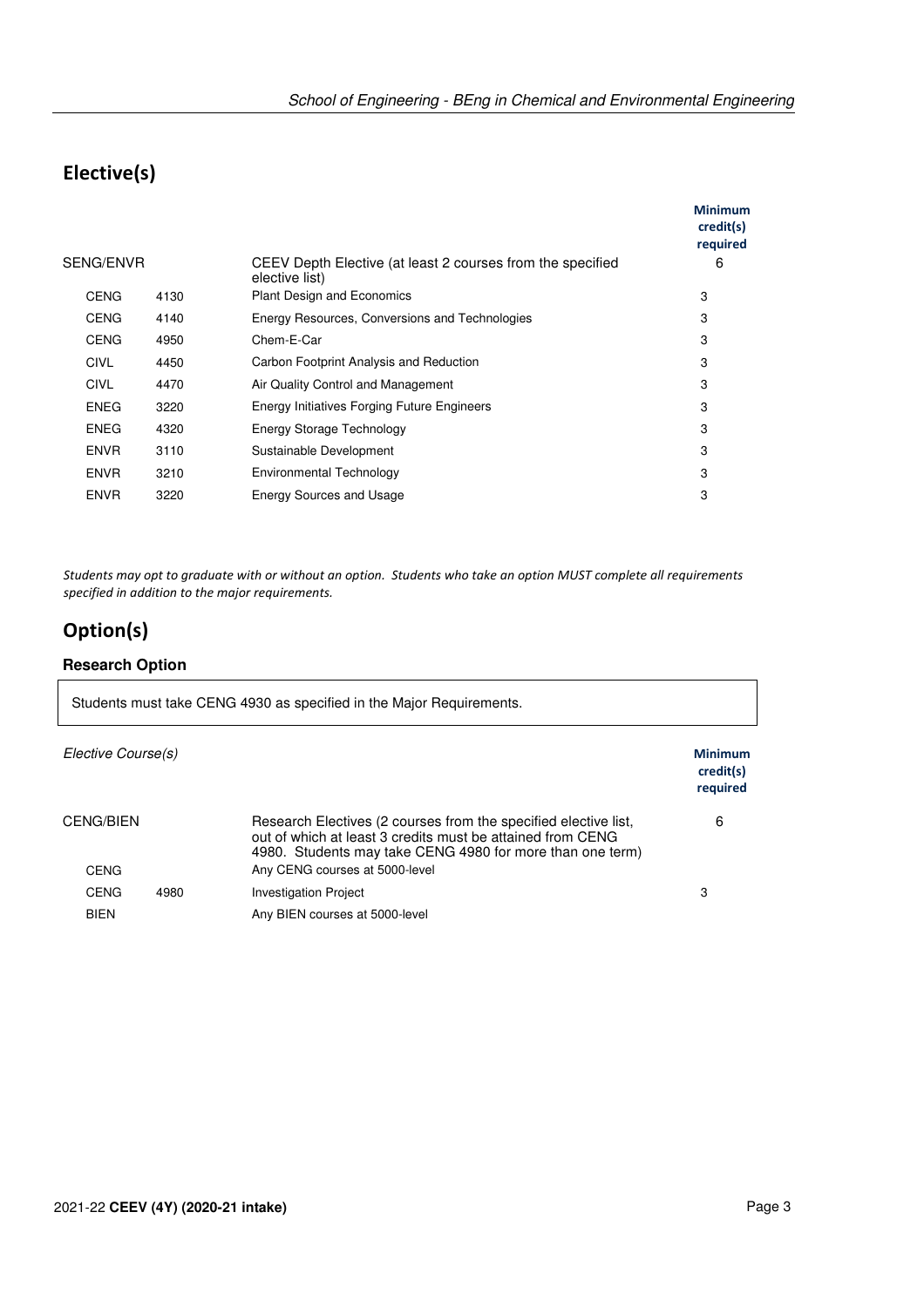## Elective(s)

| | | | Minimum credit(s) required |
|---|---|---|---|
| SENG/ENVR | | CEEV Depth Elective (at least 2 courses from the specified elective list) | 6 |
| CENG | 4130 | Plant Design and Economics | 3 |
| CENG | 4140 | Energy Resources, Conversions and Technologies | 3 |
| CENG | 4950 | Chem-E-Car | 3 |
| CIVL | 4450 | Carbon Footprint Analysis and Reduction | 3 |
| CIVL | 4470 | Air Quality Control and Management | 3 |
| ENEG | 3220 | Energy Initiatives Forging Future Engineers | 3 |
| ENEG | 4320 | Energy Storage Technology | 3 |
| ENVR | 3110 | Sustainable Development | 3 |
| ENVR | 3210 | Environmental Technology | 3 |
| ENVR | 3220 | Energy Sources and Usage | 3 |

*Students may opt to graduate with or without an option. Students who take an option MUST complete all requirements specified in addition to the major requirements.*

## Option(s)

### Research Option

Students must take CENG 4930 as specified in the Major Requirements.

*Elective Course(s)*

| | | | Minimum credit(s) required |
|---|---|---|---|
| CENG/BIEN | | Research Electives (2 courses from the specified elective list, out of which at least 3 credits must be attained from CENG 4980. Students may take CENG 4980 for more than one term) | 6 |
| CENG | | Any CENG courses at 5000-level | |
| CENG | 4980 | Investigation Project | 3 |
| BIEN | | Any BIEN courses at 5000-level | |